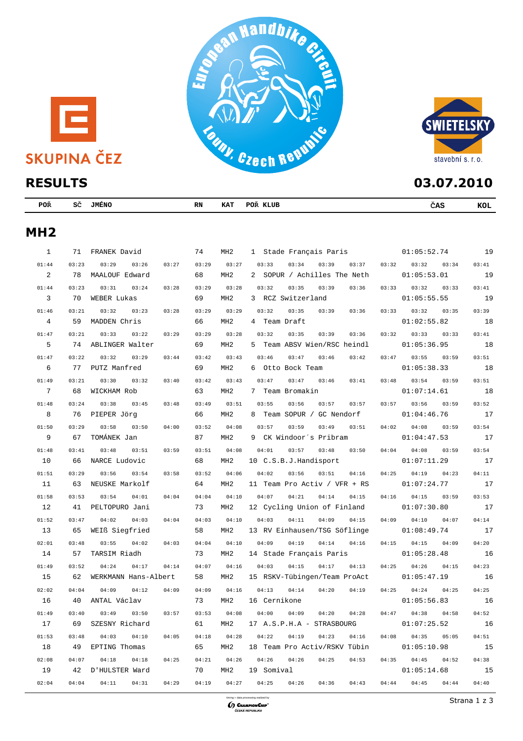SKUPINA ČEZ

European Handbike Circuit

Louny, Czech Republic

SWIETELSKY stavební s. r. o.

# RESULTS

**03.07.2010**

## MH2

| POŘ | SČ | JMÉNO | RN | KAT | POŘ | KLUB | ČAS | KOL |
|---|---|---|---|---|---|---|---|---|
| 1 | 71 | FRANEK David | 74 | MH2 | 1 | Stade Français Paris | 01:05:52.74 | 19 |
| 01:44 03:23 03:29 03:26 03:27 03:29 03:27 03:33 03:34 03:39 03:37 03:32 03:32 03:34 03:41 | | | | | | | | |
| 2 | 78 | MAALOUF Edward | 68 | MH2 | 2 | SOPUR / Achilles The Neth | 01:05:53.01 | 19 |
| 01:44 03:23 03:31 03:24 03:28 03:29 03:28 03:32 03:35 03:39 03:36 03:33 03:32 03:33 03:41 | | | | | | | | |
| 3 | 70 | WEBER Lukas | 69 | MH2 | 3 | RCZ Switzerland | 01:05:55.55 | 19 |
| 01:46 03:21 03:32 03:23 03:28 03:29 03:29 03:32 03:35 03:39 03:36 03:33 03:32 03:35 03:39 | | | | | | | | |
| 4 | 59 | MADDEN Chris | 66 | MH2 | 4 | Team Draft | 01:02:55.82 | 18 |
| 01:47 03:21 03:33 03:22 03:29 03:29 03:28 03:32 03:35 03:39 03:36 03:32 03:33 03:33 03:41 | | | | | | | | |
| 5 | 74 | ABLINGER Walter | 69 | MH2 | 5 | Team ABSV Wien/RSC heindl | 01:05:36.95 | 18 |
| 01:47 03:22 03:32 03:29 03:44 03:42 03:43 03:46 03:47 03:46 03:42 03:47 03:55 03:59 03:51 | | | | | | | | |
| 6 | 77 | PUTZ Manfred | 69 | MH2 | 6 | Otto Bock Team | 01:05:38.33 | 18 |
| 01:49 03:21 03:30 03:32 03:40 03:42 03:43 03:47 03:47 03:46 03:41 03:48 03:54 03:59 03:51 | | | | | | | | |
| 7 | 68 | WICKHAM Rob | 63 | MH2 | 7 | Team Bromakin | 01:07:14.61 | 18 |
| 01:48 03:24 03:38 03:45 03:48 03:49 03:51 03:55 03:56 03:57 03:57 03:57 03:56 03:59 03:52 | | | | | | | | |
| 8 | 76 | PIEPER Jörg | 66 | MH2 | 8 | Team SOPUR / GC Nendorf | 01:04:46.76 | 17 |
| 01:50 03:29 03:58 03:50 04:00 03:52 04:08 03:57 03:59 03:49 03:51 04:02 04:08 03:59 03:54 | | | | | | | | |
| 9 | 67 | TOMÁNEK Jan | 87 | MH2 | 9 | CK Windoor´s Pribram | 01:04:47.53 | 17 |
| 01:48 03:41 03:48 03:51 03:59 03:51 04:08 04:01 03:57 03:48 03:50 04:04 04:08 03:59 03:54 | | | | | | | | |
| 10 | 66 | NARCE Ludovic | 68 | MH2 | 10 | C.S.B.J.Handisport | 01:07:11.29 | 17 |
| 01:51 03:29 03:56 03:54 03:58 03:52 04:06 04:02 03:56 03:51 04:16 04:25 04:19 04:23 04:11 | | | | | | | | |
| 11 | 63 | NEUSKE Markolf | 64 | MH2 | 11 | Team Pro Activ / VFR + RS | 01:07:24.77 | 17 |
| 01:58 03:53 03:54 04:01 04:04 04:04 04:10 04:07 04:21 04:14 04:15 04:16 04:15 03:59 03:53 | | | | | | | | |
| 12 | 41 | PELTOPURO Jani | 73 | MH2 | 12 | Cycling Union of Finland | 01:07:30.80 | 17 |
| 01:52 03:47 04:02 04:03 04:04 04:03 04:10 04:03 04:11 04:09 04:15 04:09 04:10 04:07 04:14 | | | | | | | | |
| 13 | 65 | WEIß Siegfried | 58 | MH2 | 13 | RV Einhausen/TSG Söflinge | 01:08:49.74 | 17 |
| 02:01 03:48 03:55 04:02 04:03 04:04 04:10 04:09 04:19 04:14 04:16 04:15 04:15 04:09 04:20 | | | | | | | | |
| 14 | 57 | TARSIM Riadh | 73 | MH2 | 14 | Stade Français Paris | 01:05:28.48 | 16 |
| 01:49 03:52 04:24 04:17 04:14 04:07 04:16 04:03 04:15 04:17 04:13 04:25 04:26 04:15 04:23 | | | | | | | | |
| 15 | 62 | WERKMANN Hans-Albert | 58 | MH2 | 15 | RSKV-Tübingen/Team ProAct | 01:05:47.19 | 16 |
| 02:02 04:04 04:09 04:12 04:09 04:09 04:16 04:13 04:14 04:20 04:19 04:25 04:24 04:25 04:25 | | | | | | | | |
| 16 | 40 | ANTAL Václav | 73 | MH2 | 16 | Cernikone | 01:05:56.83 | 16 |
| 01:49 03:40 03:49 03:50 03:57 03:53 04:08 04:00 04:09 04:20 04:28 04:47 04:38 04:58 04:52 | | | | | | | | |
| 17 | 69 | SZESNY Richard | 61 | MH2 | 17 | A.S.P.H.A - STRASBOURG | 01:07:25.52 | 16 |
| 01:53 03:48 04:03 04:10 04:05 04:18 04:28 04:22 04:19 04:23 04:16 04:08 04:35 05:05 04:51 | | | | | | | | |
| 18 | 49 | EPTING Thomas | 65 | MH2 | 18 | Team Pro Activ/RSKV Tübin | 01:05:10.98 | 15 |
| 02:08 04:07 04:18 04:18 04:25 04:21 04:26 04:26 04:26 04:25 04:53 04:35 04:45 04:52 04:38 | | | | | | | | |
| 19 | 42 | D'HULSTER Ward | 70 | MH2 | 19 | Somival | 01:05:14.68 | 15 |
| 02:04 04:04 04:11 04:31 04:29 04:19 04:27 04:25 04:26 04:36 04:43 04:44 04:45 04:44 04:40 | | | | | | | | |

timing + data processing realized by ChampionChip ČESKÁ REPUBLIKA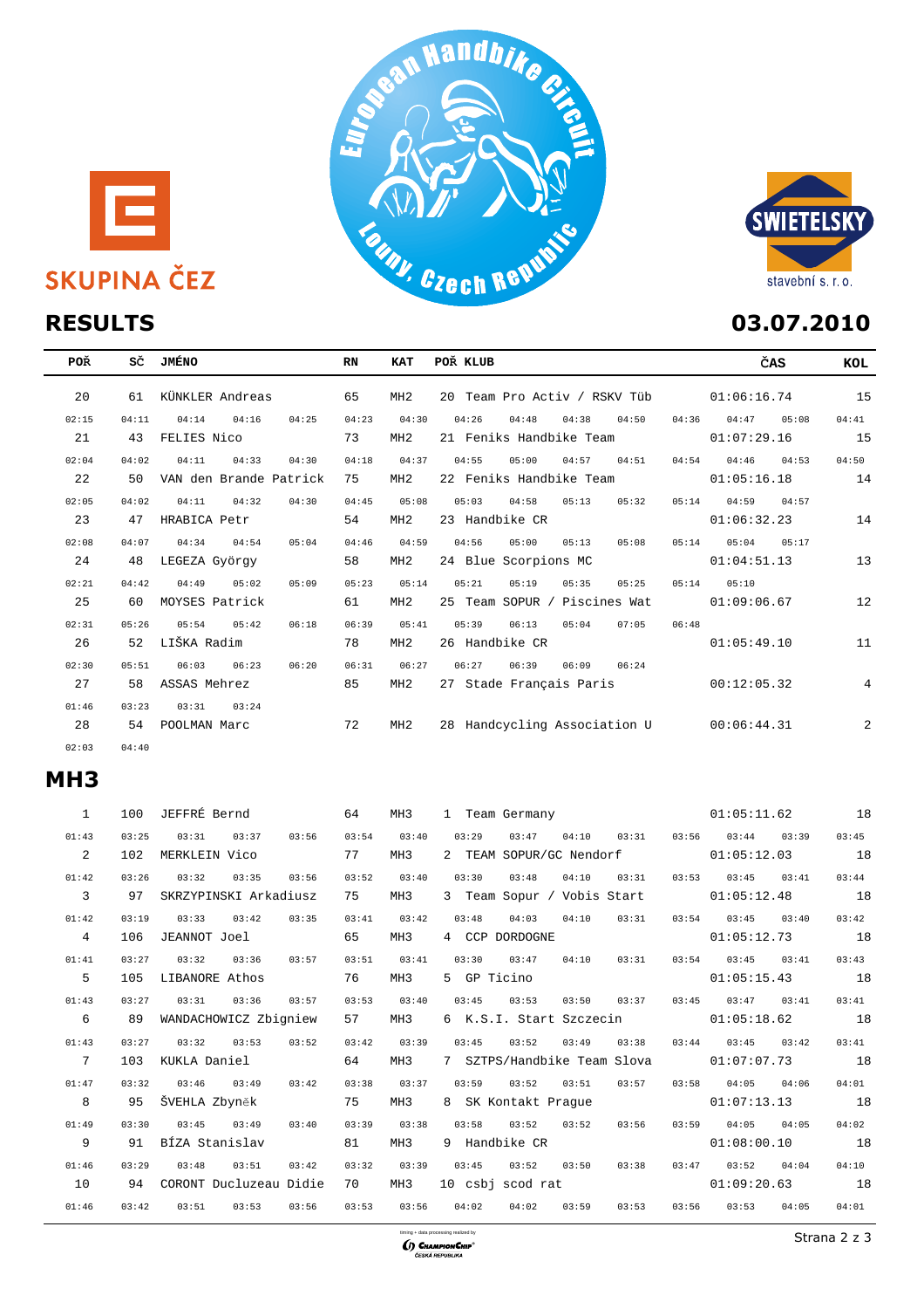SKUPINA ČEZ

European Handbike Circuit — Louny, Czech Republic

SWIETELSKY stavební s. r. o.

## RESULTS

**03.07.2010**

| POŘ | SČ | JMÉNO | RN | KAT | POŘ KLUB | ČAS | KOL |
|---|---|---|---|---|---|---|---|
| 20 | 61 | KÜNKLER Andreas | 65 | MH2 | 20 Team Pro Activ / RSKV Tüb | 01:06:16.74 | 15 |
| 02:15 04:11 04:14 04:16 04:25 04:23 04:30 04:26 04:48 04:38 04:50 04:36 04:47 05:08 04:41 | | | | | | | |
| 21 | 43 | FELIES Nico | 73 | MH2 | 21 Feniks Handbike Team | 01:07:29.16 | 15 |
| 02:04 04:02 04:11 04:33 04:30 04:18 04:37 04:55 05:00 04:57 04:51 04:54 04:46 04:53 04:50 | | | | | | | |
| 22 | 50 | VAN den Brande Patrick | 75 | MH2 | 22 Feniks Handbike Team | 01:05:16.18 | 14 |
| 02:05 04:02 04:11 04:32 04:30 04:45 05:08 05:03 04:58 05:13 05:32 05:14 04:59 04:57 | | | | | | | |
| 23 | 47 | HRABICA Petr | 54 | MH2 | 23 Handbike CR | 01:06:32.23 | 14 |
| 02:08 04:07 04:34 04:54 05:04 04:46 04:59 04:56 05:00 05:13 05:08 05:14 05:04 05:17 | | | | | | | |
| 24 | 48 | LEGEZA György | 58 | MH2 | 24 Blue Scorpions MC | 01:04:51.13 | 13 |
| 02:21 04:42 04:49 05:02 05:09 05:23 05:14 05:21 05:19 05:35 05:25 05:14 05:10 | | | | | | | |
| 25 | 60 | MOYSES Patrick | 61 | MH2 | 25 Team SOPUR / Piscines Wat | 01:09:06.67 | 12 |
| 02:31 05:26 05:54 05:42 06:18 06:39 05:41 05:39 06:13 05:04 07:05 06:48 | | | | | | | |
| 26 | 52 | LIŠKA Radim | 78 | MH2 | 26 Handbike CR | 01:05:49.10 | 11 |
| 02:30 05:51 06:03 06:23 06:20 06:31 06:27 06:27 06:39 06:09 06:24 | | | | | | | |
| 27 | 58 | ASSAS Mehrez | 85 | MH2 | 27 Stade Français Paris | 00:12:05.32 | 4 |
| 01:46 03:23 03:31 03:24 | | | | | | | |
| 28 | 54 | POOLMAN Marc | 72 | MH2 | 28 Handcycling Association U | 00:06:44.31 | 2 |
| 02:03 04:40 | | | | | | | |

## MH3

| POŘ | SČ | JMÉNO | RN | KAT | POŘ KLUB | ČAS | KOL |
|---|---|---|---|---|---|---|---|
| 1 | 100 | JEFFRÉ Bernd | 64 | MH3 | 1 Team Germany | 01:05:11.62 | 18 |
| 01:43 03:25 03:31 03:37 03:56 03:54 03:40 03:29 03:47 04:10 03:31 03:56 03:44 03:39 03:45 | | | | | | | |
| 2 | 102 | MERKLEIN Vico | 77 | MH3 | 2 TEAM SOPUR/GC Nendorf | 01:05:12.03 | 18 |
| 01:42 03:26 03:32 03:35 03:56 03:52 03:40 03:30 03:48 04:10 03:31 03:53 03:45 03:41 03:44 | | | | | | | |
| 3 | 97 | SKRZYPINSKI Arkadiusz | 75 | MH3 | 3 Team Sopur / Vobis Start | 01:05:12.48 | 18 |
| 01:42 03:19 03:33 03:42 03:35 03:41 03:42 03:48 04:03 04:10 03:31 03:54 03:45 03:40 03:42 | | | | | | | |
| 4 | 106 | JEANNOT Joel | 65 | MH3 | 4 CCP DORDOGNE | 01:05:12.73 | 18 |
| 01:41 03:27 03:32 03:36 03:57 03:51 03:41 03:30 03:47 04:10 03:31 03:54 03:45 03:41 03:43 | | | | | | | |
| 5 | 105 | LIBANORE Athos | 76 | MH3 | 5 GP Ticino | 01:05:15.43 | 18 |
| 01:43 03:27 03:31 03:36 03:57 03:53 03:40 03:45 03:53 03:50 03:37 03:45 03:47 03:41 03:41 | | | | | | | |
| 6 | 89 | WANDACHOWICZ Zbigniew | 57 | MH3 | 6 K.S.I. Start Szczecin | 01:05:18.62 | 18 |
| 01:43 03:27 03:32 03:53 03:52 03:42 03:39 03:45 03:52 03:49 03:38 03:44 03:45 03:42 03:41 | | | | | | | |
| 7 | 103 | KUKLA Daniel | 64 | MH3 | 7 SZTPS/Handbike Team Slova | 01:07:07.73 | 18 |
| 01:47 03:32 03:46 03:49 03:42 03:38 03:37 03:59 03:52 03:51 03:57 03:58 04:05 04:06 04:01 | | | | | | | |
| 8 | 95 | ŠVEHLA Zbyněk | 75 | MH3 | 8 SK Kontakt Prague | 01:07:13.13 | 18 |
| 01:49 03:30 03:45 03:49 03:40 03:39 03:38 03:58 03:52 03:52 03:56 03:59 04:05 04:05 04:02 | | | | | | | |
| 9 | 91 | BÍZA Stanislav | 81 | MH3 | 9 Handbike CR | 01:08:00.10 | 18 |
| 01:46 03:29 03:48 03:51 03:42 03:32 03:39 03:45 03:52 03:50 03:38 03:47 03:52 04:04 04:10 | | | | | | | |
| 10 | 94 | CORONT Ducluzeau Didie | 70 | MH3 | 10 csbj scod rat | 01:09:20.63 | 18 |
| 01:46 03:42 03:51 03:53 03:56 03:53 03:56 04:02 04:02 03:59 03:53 03:56 03:53 04:05 04:01 | | | | | | | |

timing + data processing realized by ChampionChip ČESKÁ REPUBLIKA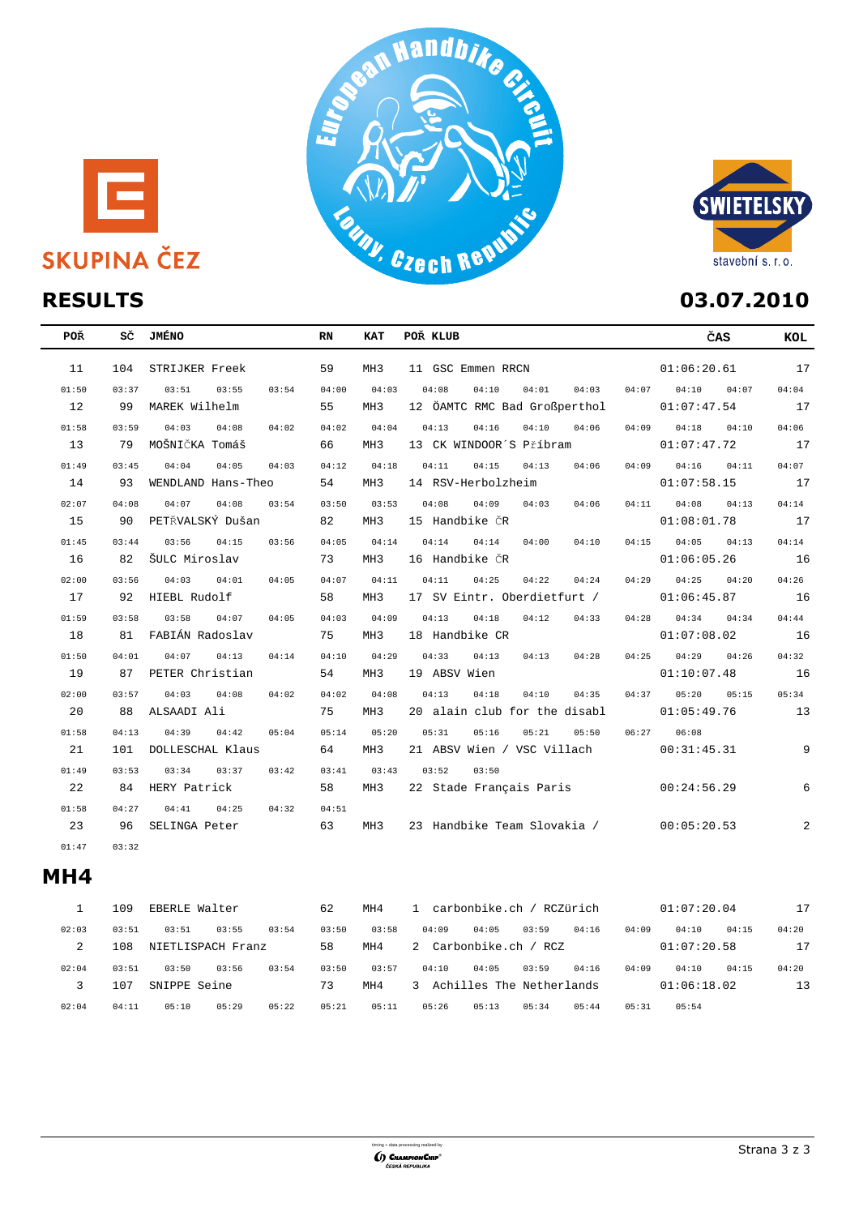SKUPINA ČEZ

European Handbike Circuit — Louny, Czech Republic

SWIETELSKY stavební s. r. o.

## RESULTS

## 03.07.2010

| POŘ | SČ | JMÉNO | RN | KAT | POŘ KLUB | ČAS | KOL |
|---|---|---|---|---|---|---|---|
| 11 | 104 | STRIJKER Freek | 59 | MH3 | 11 GSC Emmen RRCN | 01:06:20.61 | 17 |
| 01:50 03:37 03:51 03:55 03:54 04:00 04:03 04:08 04:10 04:01 04:03 04:07 04:10 04:07 04:04 | | | | | | | |
| 12 | 99 | MAREK Wilhelm | 55 | MH3 | 12 ÖAMTC RMC Bad Großperthol | 01:07:47.54 | 17 |
| 01:58 03:59 04:03 04:08 04:02 04:02 04:04 04:13 04:16 04:10 04:06 04:09 04:18 04:10 04:06 | | | | | | | |
| 13 | 79 | MOŠNIČKA Tomáš | 66 | MH3 | 13 CK WINDOOR´S Příbram | 01:07:47.72 | 17 |
| 01:49 03:45 04:04 04:05 04:03 04:12 04:18 04:11 04:15 04:13 04:06 04:09 04:16 04:11 04:07 | | | | | | | |
| 14 | 93 | WENDLAND Hans-Theo | 54 | MH3 | 14 RSV-Herbolzheim | 01:07:58.15 | 17 |
| 02:07 04:08 04:07 04:08 03:54 03:50 03:53 04:08 04:09 04:03 04:06 04:11 04:08 04:13 04:14 | | | | | | | |
| 15 | 90 | PETŘVALSKÝ Dušan | 82 | MH3 | 15 Handbike ČR | 01:08:01.78 | 17 |
| 01:45 03:44 03:56 04:15 03:56 04:05 04:14 04:14 04:14 04:00 04:10 04:15 04:05 04:13 04:14 | | | | | | | |
| 16 | 82 | ŠULC Miroslav | 73 | MH3 | 16 Handbike ČR | 01:06:05.26 | 16 |
| 02:00 03:56 04:03 04:01 04:05 04:07 04:11 04:11 04:25 04:22 04:24 04:29 04:25 04:20 04:26 | | | | | | | |
| 17 | 92 | HIEBL Rudolf | 58 | MH3 | 17 SV Eintr. Oberdietfurt / | 01:06:45.87 | 16 |
| 01:59 03:58 03:58 04:07 04:05 04:03 04:09 04:13 04:18 04:12 04:33 04:28 04:34 04:34 04:44 | | | | | | | |
| 18 | 81 | FABIÁN Radoslav | 75 | MH3 | 18 Handbike CR | 01:07:08.02 | 16 |
| 01:50 04:01 04:07 04:13 04:14 04:10 04:29 04:33 04:13 04:13 04:28 04:25 04:29 04:26 04:32 | | | | | | | |
| 19 | 87 | PETER Christian | 54 | MH3 | 19 ABSV Wien | 01:10:07.48 | 16 |
| 02:00 03:57 04:03 04:08 04:02 04:02 04:08 04:13 04:18 04:10 04:35 04:37 05:20 05:15 05:34 | | | | | | | |
| 20 | 88 | ALSAADI Ali | 75 | MH3 | 20 alain club for the disabl | 01:05:49.76 | 13 |
| 01:58 04:13 04:39 04:42 05:04 05:14 05:20 05:31 05:16 05:21 05:50 06:27 06:08 | | | | | | | |
| 21 | 101 | DOLLESCHAL Klaus | 64 | MH3 | 21 ABSV Wien / VSC Villach | 00:31:45.31 | 9 |
| 01:49 03:53 03:34 03:37 03:42 03:41 03:43 03:52 03:50 | | | | | | | |
| 22 | 84 | HERY Patrick | 58 | MH3 | 22 Stade Français Paris | 00:24:56.29 | 6 |
| 01:58 04:27 04:41 04:25 04:32 04:51 | | | | | | | |
| 23 | 96 | SELINGA Peter | 63 | MH3 | 23 Handbike Team Slovakia / | 00:05:20.53 | 2 |
| 01:47 03:32 | | | | | | | |

## MH4

| POŘ | SČ | JMÉNO | RN | KAT | POŘ KLUB | ČAS | KOL |
|---|---|---|---|---|---|---|---|
| 1 | 109 | EBERLE Walter | 62 | MH4 | 1 carbonbike.ch / RCZürich | 01:07:20.04 | 17 |
| 02:03 03:51 03:51 03:55 03:54 03:50 03:58 04:09 04:05 03:59 04:16 04:09 04:10 04:15 04:20 | | | | | | | |
| 2 | 108 | NIETLISPACH Franz | 58 | MH4 | 2 Carbonbike.ch / RCZ | 01:07:20.58 | 17 |
| 02:04 03:51 03:50 03:56 03:54 03:50 03:57 04:10 04:05 03:59 04:16 04:09 04:10 04:15 04:20 | | | | | | | |
| 3 | 107 | SNIPPE Seine | 73 | MH4 | 3 Achilles The Netherlands | 01:06:18.02 | 13 |
| 02:04 04:11 05:10 05:29 05:22 05:21 05:11 05:26 05:13 05:34 05:44 05:31 05:54 | | | | | | | |

timing + data processing realized by ChampionChip Česká republika